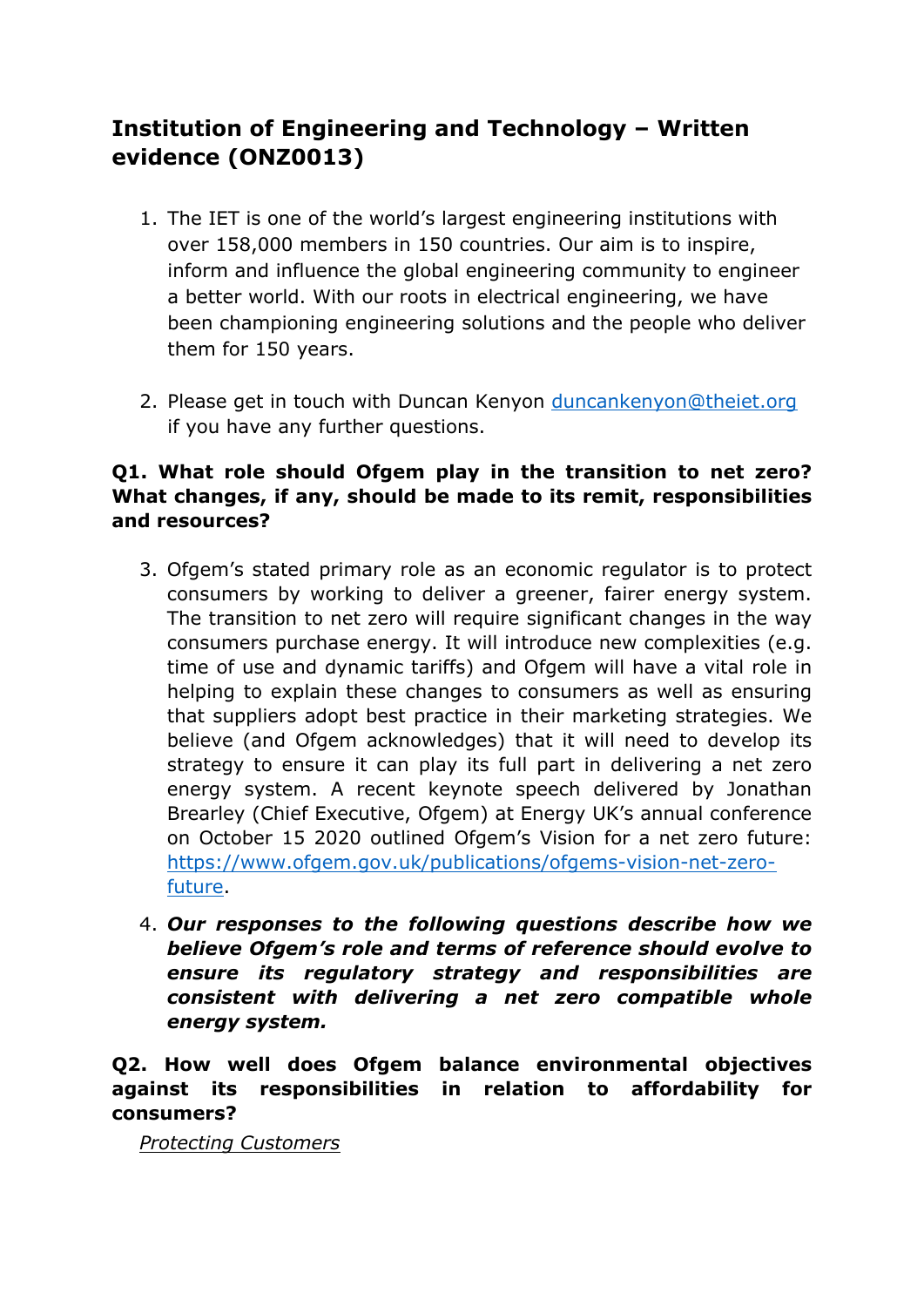# Institution of Engineering and Technology – Written evidence (ONZ0013)

1. The IET is one of the world's largest engineering institutions with over 158,000 members in 150 countries. Our aim is to inspire, inform and influence the global engineering community to engineer a better world. With our roots in electrical engineering, we have been championing engineering solutions and the people who deliver them for 150 years.

2. Please get in touch with Duncan Kenyon [duncankenyon@theiet.org](mailto:duncankenyon@theiet.org) if you have any further questions.

**Q1. What role should Ofgem play in the transition to net zero? What changes, if any, should be made to its remit, responsibilities and resources?**

3. Ofgem's stated primary role as an economic regulator is to protect consumers by working to deliver a greener, fairer energy system. The transition to net zero will require significant changes in the way consumers purchase energy. It will introduce new complexities (e.g. time of use and dynamic tariffs) and Ofgem will have a vital role in helping to explain these changes to consumers as well as ensuring that suppliers adopt best practice in their marketing strategies. We believe (and Ofgem acknowledges) that it will need to develop its strategy to ensure it can play its full part in delivering a net zero energy system. A recent keynote speech delivered by Jonathan Brearley (Chief Executive, Ofgem) at Energy UK's annual conference on October 15 2020 outlined Ofgem's Vision for a net zero future: [https://www.ofgem.gov.uk/publications/ofgems-vision-net-zero-future](https://www.ofgem.gov.uk/publications/ofgems-vision-net-zero-future).

4. ***Our responses to the following questions describe how we believe Ofgem's role and terms of reference should evolve to ensure its regulatory strategy and responsibilities are consistent with delivering a net zero compatible whole energy system.***

**Q2. How well does Ofgem balance environmental objectives against its responsibilities in relation to affordability for consumers?**

*Protecting Customers*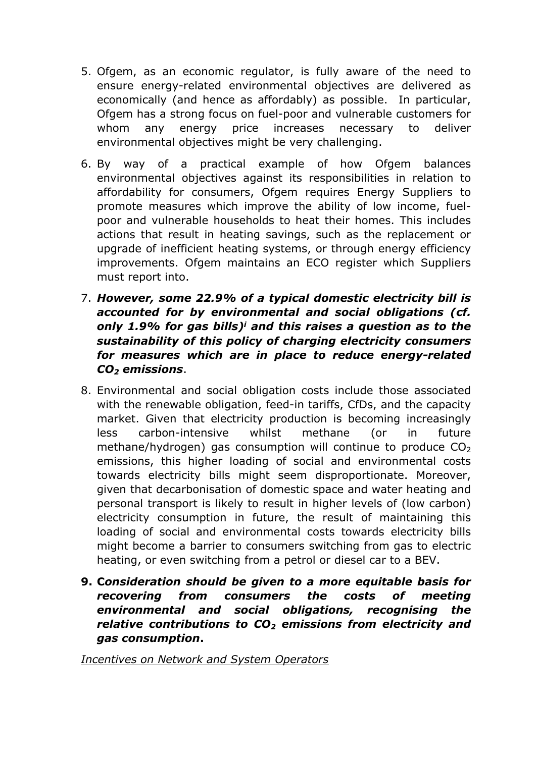5. Ofgem, as an economic regulator, is fully aware of the need to ensure energy-related environmental objectives are delivered as economically (and hence as affordably) as possible. In particular, Ofgem has a strong focus on fuel-poor and vulnerable customers for whom any energy price increases necessary to deliver environmental objectives might be very challenging.

6. By way of a practical example of how Ofgem balances environmental objectives against its responsibilities in relation to affordability for consumers, Ofgem requires Energy Suppliers to promote measures which improve the ability of low income, fuel-poor and vulnerable households to heat their homes. This includes actions that result in heating savings, such as the replacement or upgrade of inefficient heating systems, or through energy efficiency improvements. Ofgem maintains an ECO register which Suppliers must report into.

7. ***However, some 22.9% of a typical domestic electricity bill is accounted for by environmental and social obligations (cf. only 1.9% for gas bills)[i] and this raises a question as to the sustainability of this policy of charging electricity consumers for measures which are in place to reduce energy-related $CO_2$ emissions***.

8. Environmental and social obligation costs include those associated with the renewable obligation, feed-in tariffs, CfDs, and the capacity market. Given that electricity production is becoming increasingly less carbon-intensive whilst methane (or in future methane/hydrogen) gas consumption will continue to produce $CO_2$ emissions, this higher loading of social and environmental costs towards electricity bills might seem disproportionate. Moreover, given that decarbonisation of domestic space and water heating and personal transport is likely to result in higher levels of (low carbon) electricity consumption in future, the result of maintaining this loading of social and environmental costs towards electricity bills might become a barrier to consumers switching from gas to electric heating, or even switching from a petrol or diesel car to a BEV.

9. ***Consideration should be given to a more equitable basis for recovering from consumers the costs of meeting environmental and social obligations, recognising the relative contributions to $CO_2$ emissions from electricity and gas consumption*.**

*Incentives on Network and System Operators*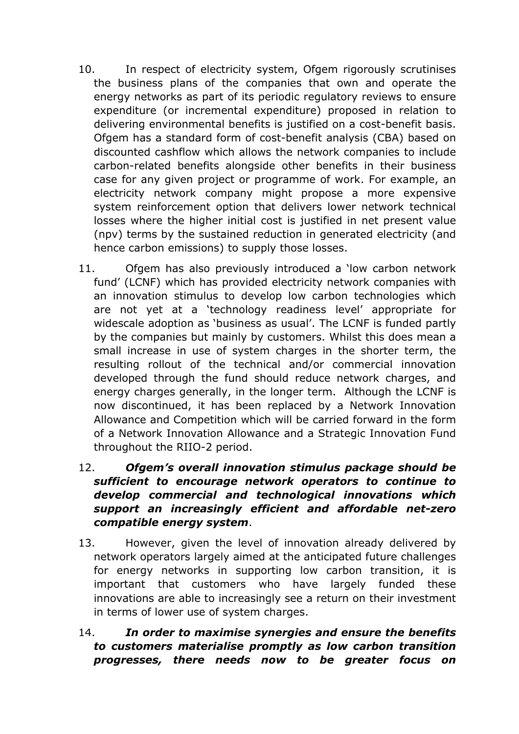10. In respect of electricity system, Ofgem rigorously scrutinises the business plans of the companies that own and operate the energy networks as part of its periodic regulatory reviews to ensure expenditure (or incremental expenditure) proposed in relation to delivering environmental benefits is justified on a cost-benefit basis. Ofgem has a standard form of cost-benefit analysis (CBA) based on discounted cashflow which allows the network companies to include carbon-related benefits alongside other benefits in their business case for any given project or programme of work. For example, an electricity network company might propose a more expensive system reinforcement option that delivers lower network technical losses where the higher initial cost is justified in net present value (npv) terms by the sustained reduction in generated electricity (and hence carbon emissions) to supply those losses.

11. Ofgem has also previously introduced a 'low carbon network fund' (LCNF) which has provided electricity network companies with an innovation stimulus to develop low carbon technologies which are not yet at a 'technology readiness level' appropriate for widescale adoption as 'business as usual'. The LCNF is funded partly by the companies but mainly by customers. Whilst this does mean a small increase in use of system charges in the shorter term, the resulting rollout of the technical and/or commercial innovation developed through the fund should reduce network charges, and energy charges generally, in the longer term. Although the LCNF is now discontinued, it has been replaced by a Network Innovation Allowance and Competition which will be carried forward in the form of a Network Innovation Allowance and a Strategic Innovation Fund throughout the RIIO-2 period.

12. ***Ofgem's overall innovation stimulus package should be sufficient to encourage network operators to continue to develop commercial and technological innovations which support an increasingly efficient and affordable net-zero compatible energy system***.

13. However, given the level of innovation already delivered by network operators largely aimed at the anticipated future challenges for energy networks in supporting low carbon transition, it is important that customers who have largely funded these innovations are able to increasingly see a return on their investment in terms of lower use of system charges.

14. ***In order to maximise synergies and ensure the benefits to customers materialise promptly as low carbon transition progresses, there needs now to be greater focus on***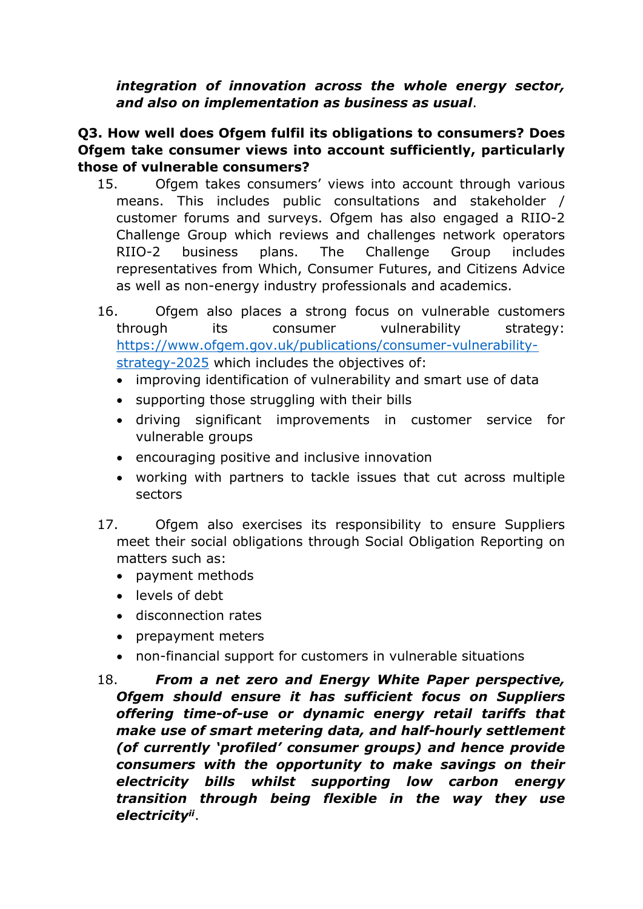***integration of innovation across the whole energy sector, and also on implementation as business as usual***.

**Q3. How well does Ofgem fulfil its obligations to consumers? Does Ofgem take consumer views into account sufficiently, particularly those of vulnerable consumers?**

15. Ofgem takes consumers' views into account through various means. This includes public consultations and stakeholder / customer forums and surveys. Ofgem has also engaged a RIIO-2 Challenge Group which reviews and challenges network operators RIIO-2 business plans. The Challenge Group includes representatives from Which, Consumer Futures, and Citizens Advice as well as non-energy industry professionals and academics.

16. Ofgem also places a strong focus on vulnerable customers through its consumer vulnerability strategy: [https://www.ofgem.gov.uk/publications/consumer-vulnerability-strategy-2025](https://www.ofgem.gov.uk/publications/consumer-vulnerability-strategy-2025) which includes the objectives of:
    - improving identification of vulnerability and smart use of data
    - supporting those struggling with their bills
    - driving significant improvements in customer service for vulnerable groups
    - encouraging positive and inclusive innovation
    - working with partners to tackle issues that cut across multiple sectors

17. Ofgem also exercises its responsibility to ensure Suppliers meet their social obligations through Social Obligation Reporting on matters such as:
    - payment methods
    - levels of debt
    - disconnection rates
    - prepayment meters
    - non-financial support for customers in vulnerable situations

18. ***From a net zero and Energy White Paper perspective, Ofgem should ensure it has sufficient focus on Suppliers offering time-of-use or dynamic energy retail tariffs that make use of smart metering data, and half-hourly settlement (of currently 'profiled' consumer groups) and hence provide consumers with the opportunity to make savings on their electricity bills whilst supporting low carbon energy transition through being flexible in the way they use electricity***[ii].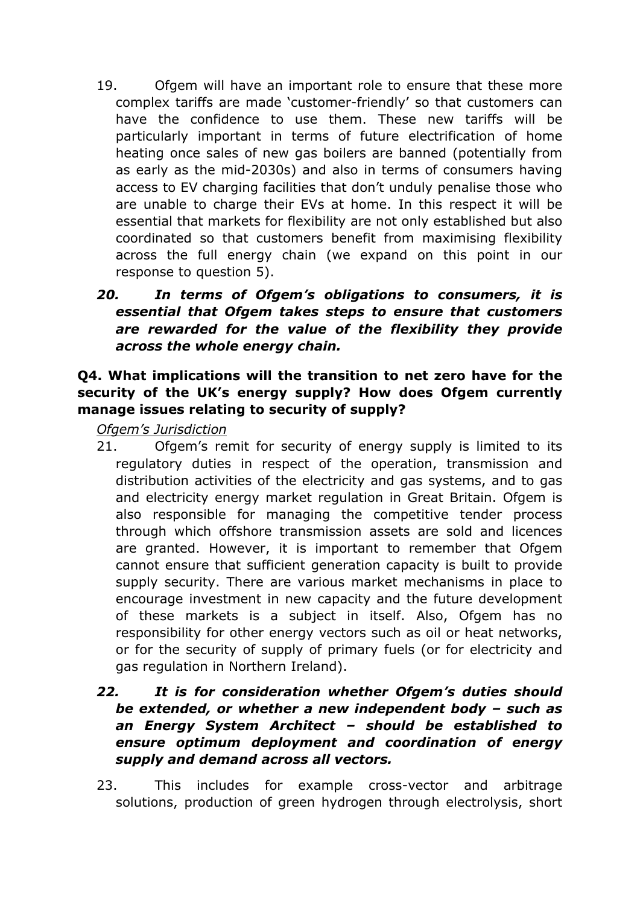19. Ofgem will have an important role to ensure that these more complex tariffs are made 'customer-friendly' so that customers can have the confidence to use them. These new tariffs will be particularly important in terms of future electrification of home heating once sales of new gas boilers are banned (potentially from as early as the mid-2030s) and also in terms of consumers having access to EV charging facilities that don't unduly penalise those who are unable to charge their EVs at home. In this respect it will be essential that markets for flexibility are not only established but also coordinated so that customers benefit from maximising flexibility across the full energy chain (we expand on this point in our response to question 5).

***20. In terms of Ofgem's obligations to consumers, it is essential that Ofgem takes steps to ensure that customers are rewarded for the value of the flexibility they provide across the whole energy chain.***

**Q4. What implications will the transition to net zero have for the security of the UK's energy supply? How does Ofgem currently manage issues relating to security of supply?**

*Ofgem's Jurisdiction*

21. Ofgem's remit for security of energy supply is limited to its regulatory duties in respect of the operation, transmission and distribution activities of the electricity and gas systems, and to gas and electricity energy market regulation in Great Britain. Ofgem is also responsible for managing the competitive tender process through which offshore transmission assets are sold and licences are granted. However, it is important to remember that Ofgem cannot ensure that sufficient generation capacity is built to provide supply security. There are various market mechanisms in place to encourage investment in new capacity and the future development of these markets is a subject in itself. Also, Ofgem has no responsibility for other energy vectors such as oil or heat networks, or for the security of supply of primary fuels (or for electricity and gas regulation in Northern Ireland).

***22. It is for consideration whether Ofgem's duties should be extended, or whether a new independent body – such as an Energy System Architect – should be established to ensure optimum deployment and coordination of energy supply and demand across all vectors.***

23. This includes for example cross-vector and arbitrage solutions, production of green hydrogen through electrolysis, short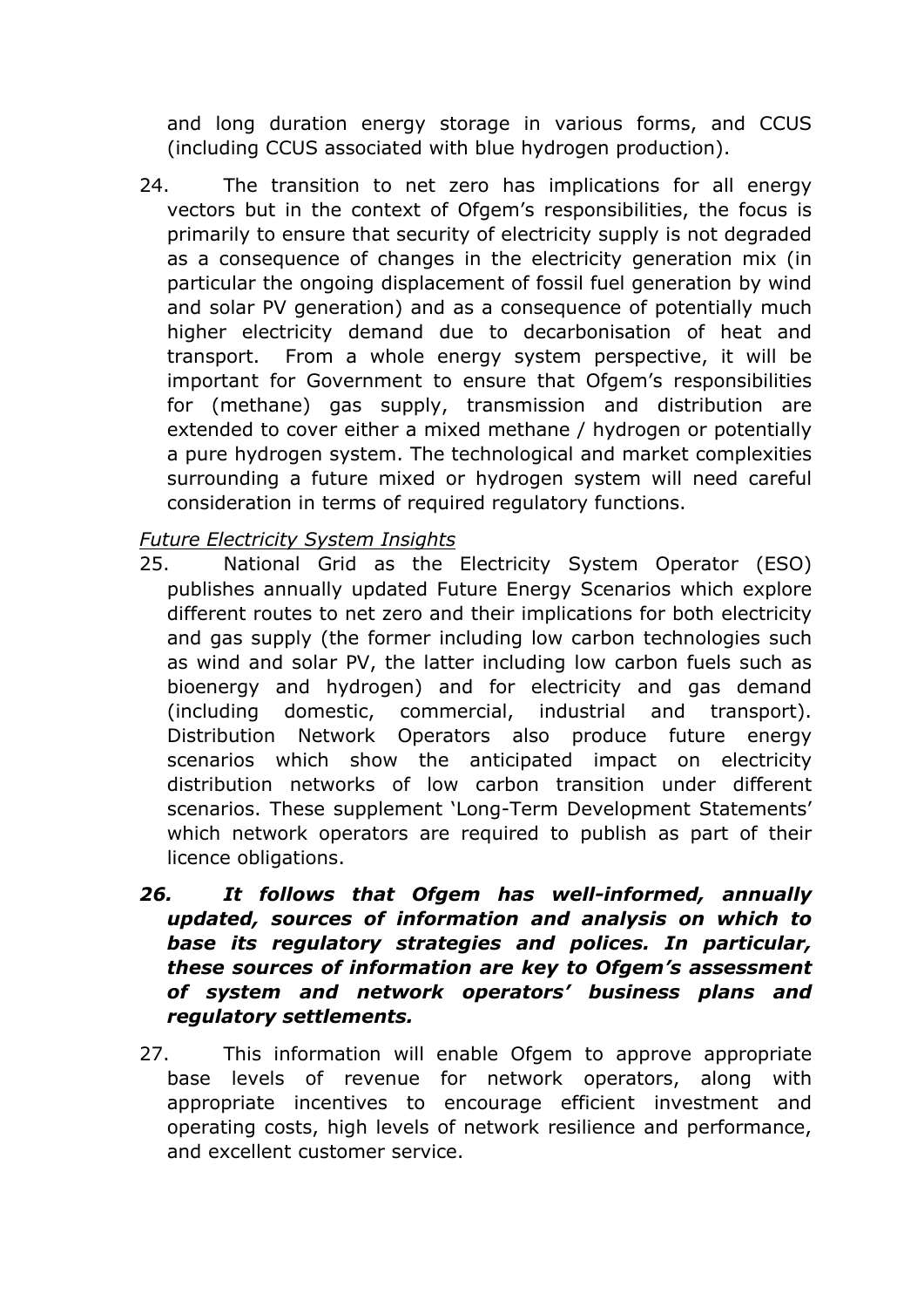and long duration energy storage in various forms, and CCUS (including CCUS associated with blue hydrogen production).

24. The transition to net zero has implications for all energy vectors but in the context of Ofgem's responsibilities, the focus is primarily to ensure that security of electricity supply is not degraded as a consequence of changes in the electricity generation mix (in particular the ongoing displacement of fossil fuel generation by wind and solar PV generation) and as a consequence of potentially much higher electricity demand due to decarbonisation of heat and transport. From a whole energy system perspective, it will be important for Government to ensure that Ofgem's responsibilities for (methane) gas supply, transmission and distribution are extended to cover either a mixed methane / hydrogen or potentially a pure hydrogen system. The technological and market complexities surrounding a future mixed or hydrogen system will need careful consideration in terms of required regulatory functions.

*Future Electricity System Insights*

25. National Grid as the Electricity System Operator (ESO) publishes annually updated Future Energy Scenarios which explore different routes to net zero and their implications for both electricity and gas supply (the former including low carbon technologies such as wind and solar PV, the latter including low carbon fuels such as bioenergy and hydrogen) and for electricity and gas demand (including domestic, commercial, industrial and transport). Distribution Network Operators also produce future energy scenarios which show the anticipated impact on electricity distribution networks of low carbon transition under different scenarios. These supplement 'Long-Term Development Statements' which network operators are required to publish as part of their licence obligations.

***26. It follows that Ofgem has well-informed, annually updated, sources of information and analysis on which to base its regulatory strategies and polices. In particular, these sources of information are key to Ofgem's assessment of system and network operators' business plans and regulatory settlements.***

27. This information will enable Ofgem to approve appropriate base levels of revenue for network operators, along with appropriate incentives to encourage efficient investment and operating costs, high levels of network resilience and performance, and excellent customer service.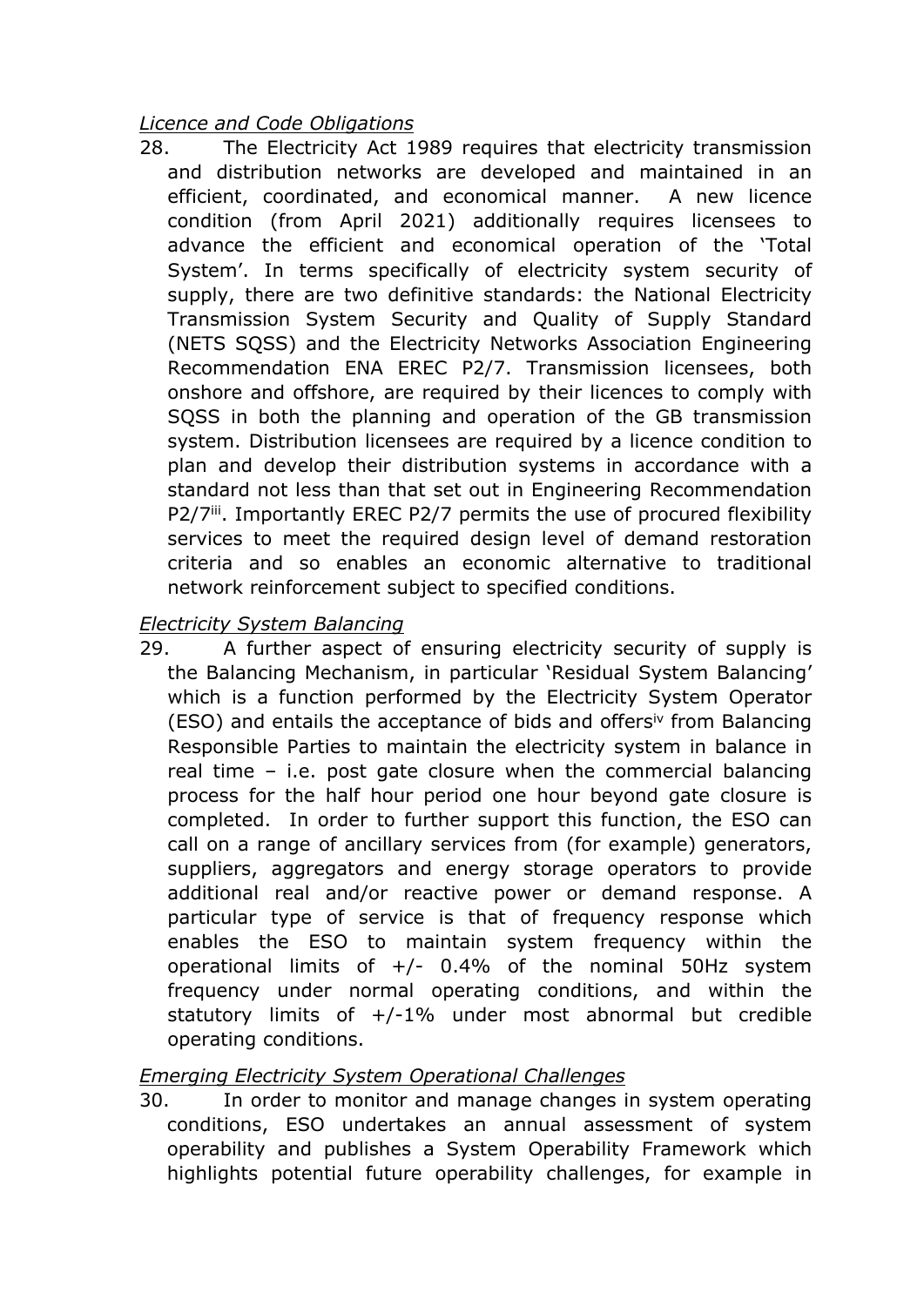*Licence and Code Obligations*

28. The Electricity Act 1989 requires that electricity transmission and distribution networks are developed and maintained in an efficient, coordinated, and economical manner. A new licence condition (from April 2021) additionally requires licensees to advance the efficient and economical operation of the 'Total System'. In terms specifically of electricity system security of supply, there are two definitive standards: the National Electricity Transmission System Security and Quality of Supply Standard (NETS SQSS) and the Electricity Networks Association Engineering Recommendation ENA EREC P2/7. Transmission licensees, both onshore and offshore, are required by their licences to comply with SQSS in both the planning and operation of the GB transmission system. Distribution licensees are required by a licence condition to plan and develop their distribution systems in accordance with a standard not less than that set out in Engineering Recommendation P2/7[iii]. Importantly EREC P2/7 permits the use of procured flexibility services to meet the required design level of demand restoration criteria and so enables an economic alternative to traditional network reinforcement subject to specified conditions.

*Electricity System Balancing*

29. A further aspect of ensuring electricity security of supply is the Balancing Mechanism, in particular 'Residual System Balancing' which is a function performed by the Electricity System Operator (ESO) and entails the acceptance of bids and offers[iv] from Balancing Responsible Parties to maintain the electricity system in balance in real time – i.e. post gate closure when the commercial balancing process for the half hour period one hour beyond gate closure is completed. In order to further support this function, the ESO can call on a range of ancillary services from (for example) generators, suppliers, aggregators and energy storage operators to provide additional real and/or reactive power or demand response. A particular type of service is that of frequency response which enables the ESO to maintain system frequency within the operational limits of +/- 0.4% of the nominal 50Hz system frequency under normal operating conditions, and within the statutory limits of +/-1% under most abnormal but credible operating conditions.

*Emerging Electricity System Operational Challenges*

30. In order to monitor and manage changes in system operating conditions, ESO undertakes an annual assessment of system operability and publishes a System Operability Framework which highlights potential future operability challenges, for example in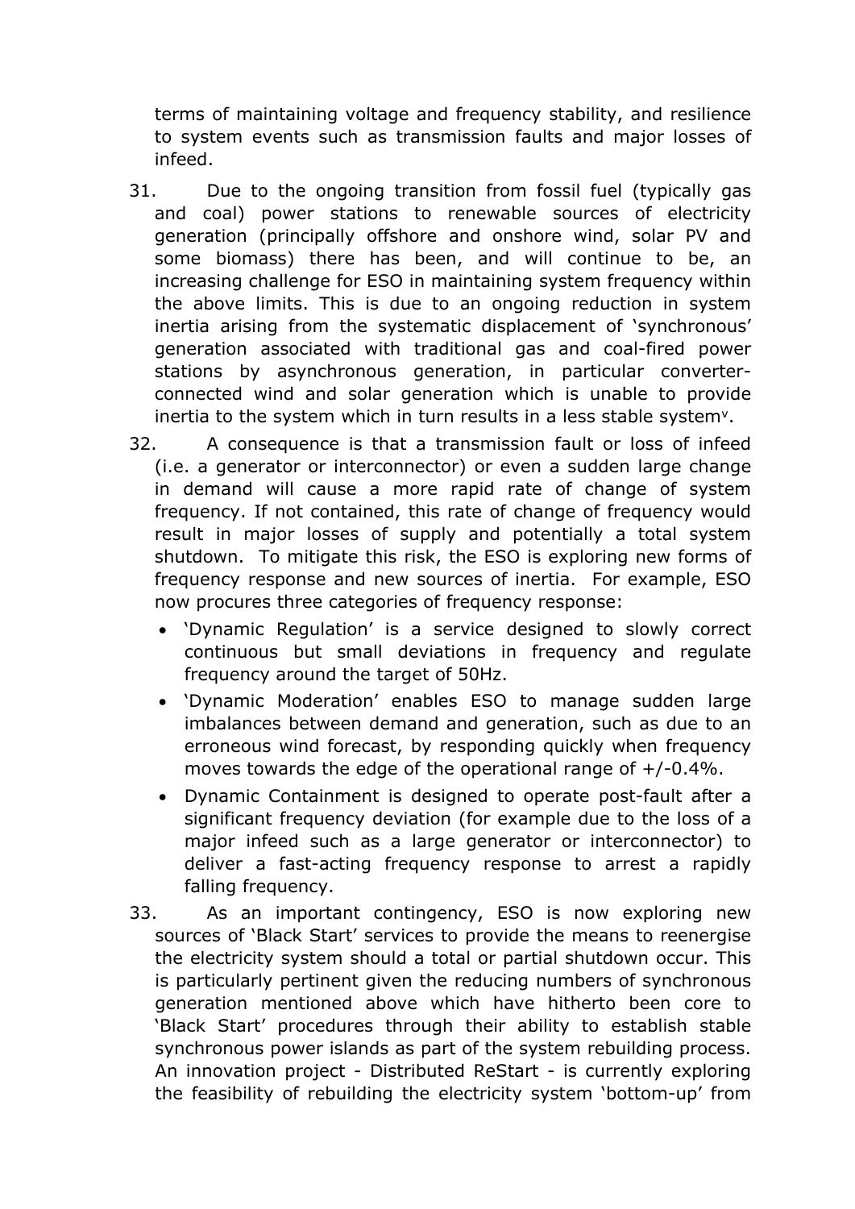terms of maintaining voltage and frequency stability, and resilience to system events such as transmission faults and major losses of infeed.

31. Due to the ongoing transition from fossil fuel (typically gas and coal) power stations to renewable sources of electricity generation (principally offshore and onshore wind, solar PV and some biomass) there has been, and will continue to be, an increasing challenge for ESO in maintaining system frequency within the above limits. This is due to an ongoing reduction in system inertia arising from the systematic displacement of 'synchronous' generation associated with traditional gas and coal-fired power stations by asynchronous generation, in particular converter-connected wind and solar generation which is unable to provide inertia to the system which in turn results in a less stable system[v].

32. A consequence is that a transmission fault or loss of infeed (i.e. a generator or interconnector) or even a sudden large change in demand will cause a more rapid rate of change of system frequency. If not contained, this rate of change of frequency would result in major losses of supply and potentially a total system shutdown. To mitigate this risk, the ESO is exploring new forms of frequency response and new sources of inertia. For example, ESO now procures three categories of frequency response:
    - 'Dynamic Regulation' is a service designed to slowly correct continuous but small deviations in frequency and regulate frequency around the target of 50Hz.
    - 'Dynamic Moderation' enables ESO to manage sudden large imbalances between demand and generation, such as due to an erroneous wind forecast, by responding quickly when frequency moves towards the edge of the operational range of +/-0.4%.
    - Dynamic Containment is designed to operate post-fault after a significant frequency deviation (for example due to the loss of a major infeed such as a large generator or interconnector) to deliver a fast-acting frequency response to arrest a rapidly falling frequency.

33. As an important contingency, ESO is now exploring new sources of 'Black Start' services to provide the means to reenergise the electricity system should a total or partial shutdown occur. This is particularly pertinent given the reducing numbers of synchronous generation mentioned above which have hitherto been core to 'Black Start' procedures through their ability to establish stable synchronous power islands as part of the system rebuilding process. An innovation project - Distributed ReStart - is currently exploring the feasibility of rebuilding the electricity system 'bottom-up' from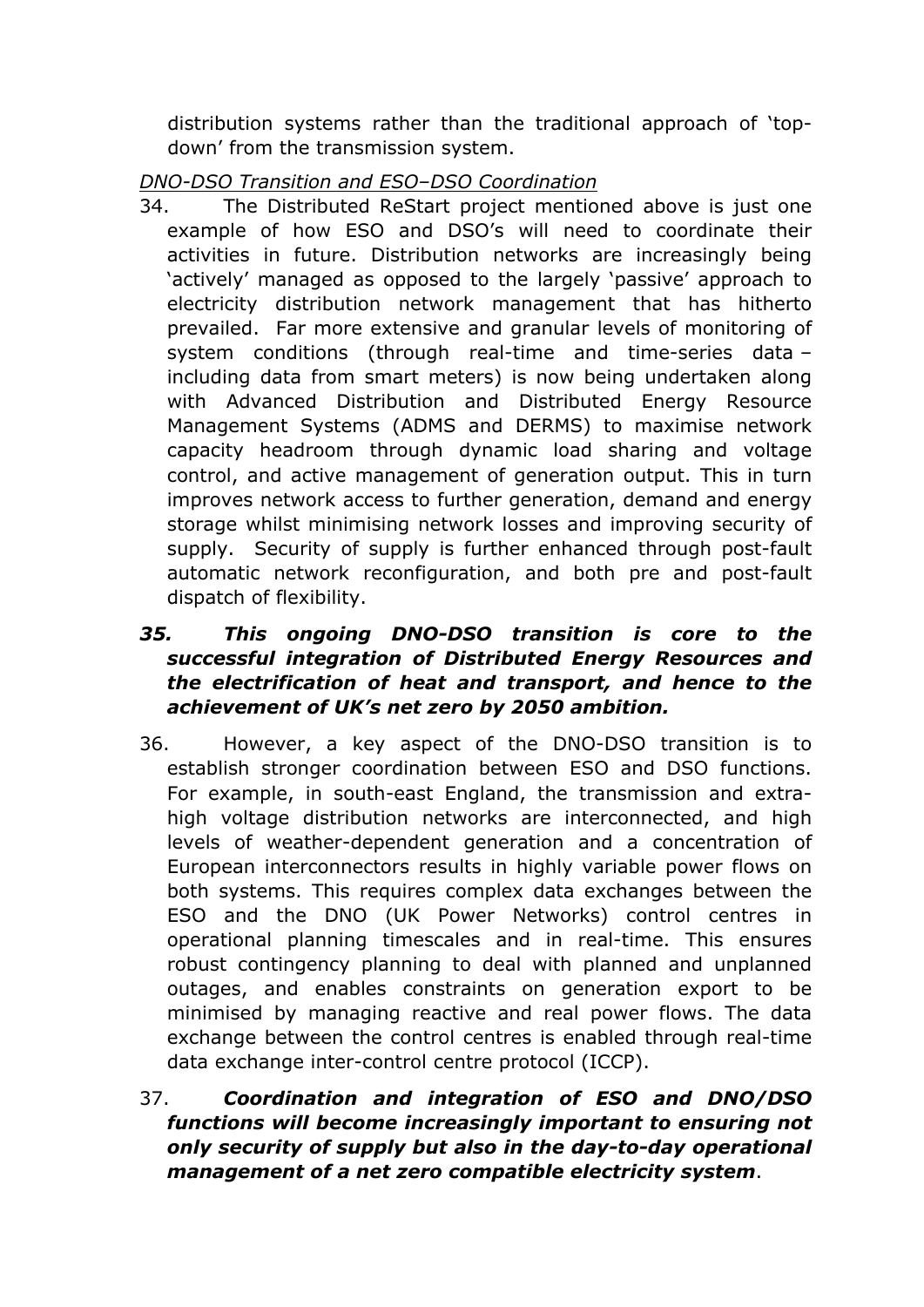distribution systems rather than the traditional approach of 'top-down' from the transmission system.

*DNO-DSO Transition and ESO–DSO Coordination*

34. The Distributed ReStart project mentioned above is just one example of how ESO and DSO's will need to coordinate their activities in future. Distribution networks are increasingly being 'actively' managed as opposed to the largely 'passive' approach to electricity distribution network management that has hitherto prevailed. Far more extensive and granular levels of monitoring of system conditions (through real-time and time-series data – including data from smart meters) is now being undertaken along with Advanced Distribution and Distributed Energy Resource Management Systems (ADMS and DERMS) to maximise network capacity headroom through dynamic load sharing and voltage control, and active management of generation output. This in turn improves network access to further generation, demand and energy storage whilst minimising network losses and improving security of supply. Security of supply is further enhanced through post-fault automatic network reconfiguration, and both pre and post-fault dispatch of flexibility.

***35. This ongoing DNO-DSO transition is core to the successful integration of Distributed Energy Resources and the electrification of heat and transport, and hence to the achievement of UK's net zero by 2050 ambition.***

36. However, a key aspect of the DNO-DSO transition is to establish stronger coordination between ESO and DSO functions. For example, in south-east England, the transmission and extra-high voltage distribution networks are interconnected, and high levels of weather-dependent generation and a concentration of European interconnectors results in highly variable power flows on both systems. This requires complex data exchanges between the ESO and the DNO (UK Power Networks) control centres in operational planning timescales and in real-time. This ensures robust contingency planning to deal with planned and unplanned outages, and enables constraints on generation export to be minimised by managing reactive and real power flows. The data exchange between the control centres is enabled through real-time data exchange inter-control centre protocol (ICCP).

37. ***Coordination and integration of ESO and DNO/DSO functions will become increasingly important to ensuring not only security of supply but also in the day-to-day operational management of a net zero compatible electricity system***.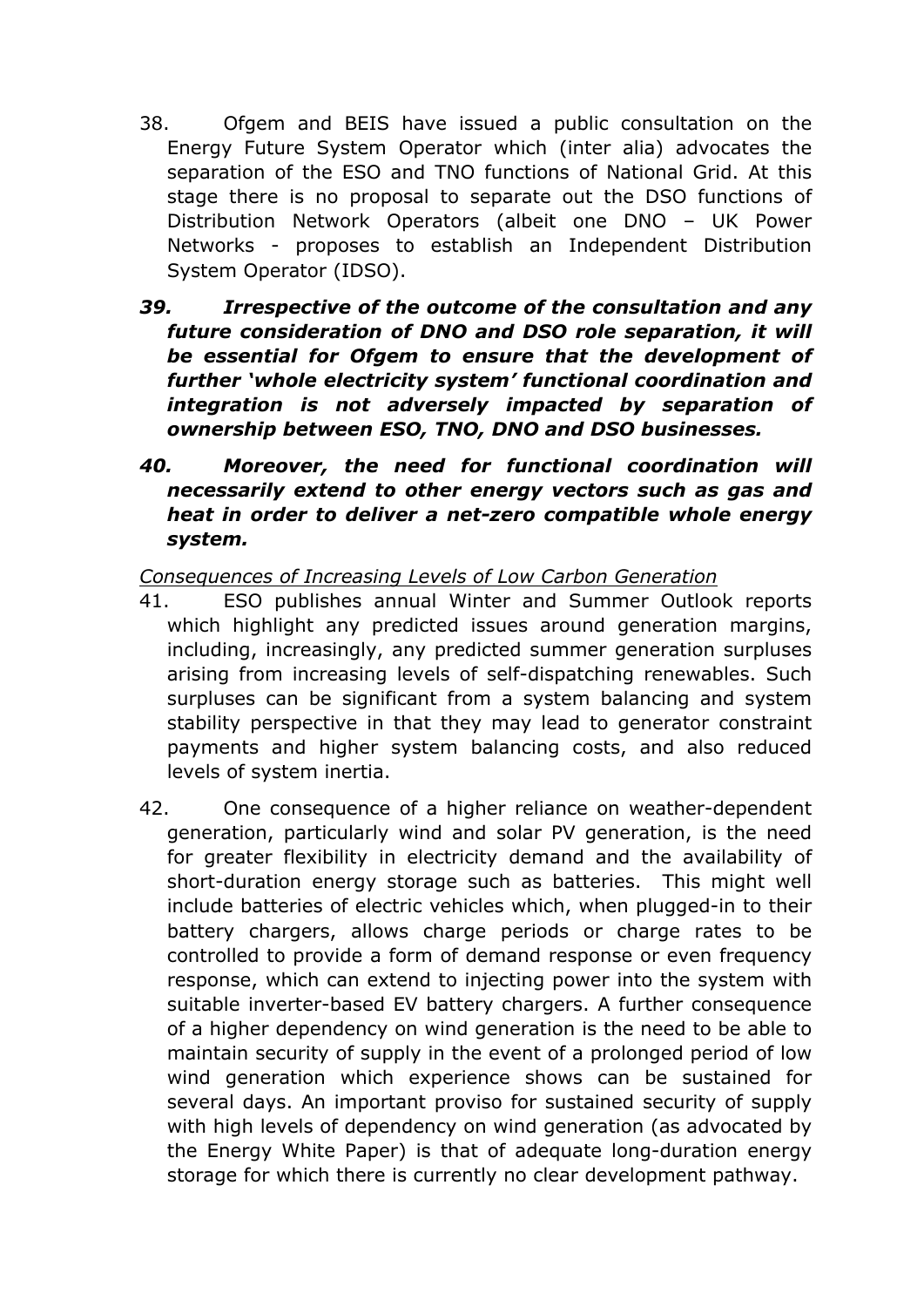38. Ofgem and BEIS have issued a public consultation on the Energy Future System Operator which (inter alia) advocates the separation of the ESO and TNO functions of National Grid. At this stage there is no proposal to separate out the DSO functions of Distribution Network Operators (albeit one DNO – UK Power Networks - proposes to establish an Independent Distribution System Operator (IDSO).

***39. Irrespective of the outcome of the consultation and any future consideration of DNO and DSO role separation, it will be essential for Ofgem to ensure that the development of further 'whole electricity system' functional coordination and integration is not adversely impacted by separation of ownership between ESO, TNO, DNO and DSO businesses.***

***40. Moreover, the need for functional coordination will necessarily extend to other energy vectors such as gas and heat in order to deliver a net-zero compatible whole energy system.***

*Consequences of Increasing Levels of Low Carbon Generation*

41. ESO publishes annual Winter and Summer Outlook reports which highlight any predicted issues around generation margins, including, increasingly, any predicted summer generation surpluses arising from increasing levels of self-dispatching renewables. Such surpluses can be significant from a system balancing and system stability perspective in that they may lead to generator constraint payments and higher system balancing costs, and also reduced levels of system inertia.

42. One consequence of a higher reliance on weather-dependent generation, particularly wind and solar PV generation, is the need for greater flexibility in electricity demand and the availability of short-duration energy storage such as batteries. This might well include batteries of electric vehicles which, when plugged-in to their battery chargers, allows charge periods or charge rates to be controlled to provide a form of demand response or even frequency response, which can extend to injecting power into the system with suitable inverter-based EV battery chargers. A further consequence of a higher dependency on wind generation is the need to be able to maintain security of supply in the event of a prolonged period of low wind generation which experience shows can be sustained for several days. An important proviso for sustained security of supply with high levels of dependency on wind generation (as advocated by the Energy White Paper) is that of adequate long-duration energy storage for which there is currently no clear development pathway.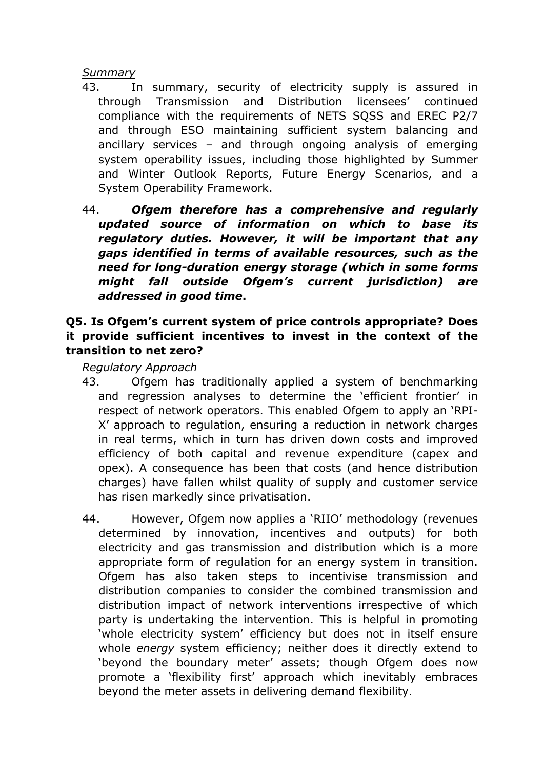*Summary*

43. In summary, security of electricity supply is assured in through Transmission and Distribution licensees' continued compliance with the requirements of NETS SQSS and EREC P2/7 and through ESO maintaining sufficient system balancing and ancillary services – and through ongoing analysis of emerging system operability issues, including those highlighted by Summer and Winter Outlook Reports, Future Energy Scenarios, and a System Operability Framework.

44. ***Ofgem therefore has a comprehensive and regularly updated source of information on which to base its regulatory duties. However, it will be important that any gaps identified in terms of available resources, such as the need for long-duration energy storage (which in some forms might fall outside Ofgem's current jurisdiction) are addressed in good time*.**

**Q5. Is Ofgem's current system of price controls appropriate? Does it provide sufficient incentives to invest in the context of the transition to net zero?**

*Regulatory Approach*

43. Ofgem has traditionally applied a system of benchmarking and regression analyses to determine the 'efficient frontier' in respect of network operators. This enabled Ofgem to apply an 'RPI-X' approach to regulation, ensuring a reduction in network charges in real terms, which in turn has driven down costs and improved efficiency of both capital and revenue expenditure (capex and opex). A consequence has been that costs (and hence distribution charges) have fallen whilst quality of supply and customer service has risen markedly since privatisation.

44. However, Ofgem now applies a 'RIIO' methodology (revenues determined by innovation, incentives and outputs) for both electricity and gas transmission and distribution which is a more appropriate form of regulation for an energy system in transition. Ofgem has also taken steps to incentivise transmission and distribution companies to consider the combined transmission and distribution impact of network interventions irrespective of which party is undertaking the intervention. This is helpful in promoting 'whole electricity system' efficiency but does not in itself ensure whole *energy* system efficiency; neither does it directly extend to 'beyond the boundary meter' assets; though Ofgem does now promote a 'flexibility first' approach which inevitably embraces beyond the meter assets in delivering demand flexibility.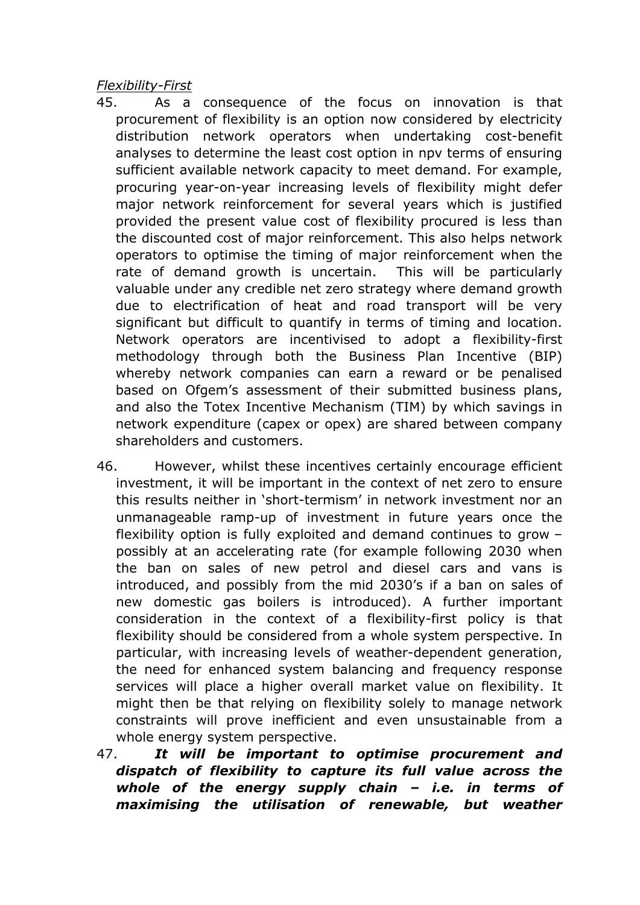*Flexibility-First*

45. As a consequence of the focus on innovation is that procurement of flexibility is an option now considered by electricity distribution network operators when undertaking cost-benefit analyses to determine the least cost option in npv terms of ensuring sufficient available network capacity to meet demand. For example, procuring year-on-year increasing levels of flexibility might defer major network reinforcement for several years which is justified provided the present value cost of flexibility procured is less than the discounted cost of major reinforcement. This also helps network operators to optimise the timing of major reinforcement when the rate of demand growth is uncertain. This will be particularly valuable under any credible net zero strategy where demand growth due to electrification of heat and road transport will be very significant but difficult to quantify in terms of timing and location. Network operators are incentivised to adopt a flexibility-first methodology through both the Business Plan Incentive (BIP) whereby network companies can earn a reward or be penalised based on Ofgem's assessment of their submitted business plans, and also the Totex Incentive Mechanism (TIM) by which savings in network expenditure (capex or opex) are shared between company shareholders and customers.

46. However, whilst these incentives certainly encourage efficient investment, it will be important in the context of net zero to ensure this results neither in 'short-termism' in network investment nor an unmanageable ramp-up of investment in future years once the flexibility option is fully exploited and demand continues to grow – possibly at an accelerating rate (for example following 2030 when the ban on sales of new petrol and diesel cars and vans is introduced, and possibly from the mid 2030's if a ban on sales of new domestic gas boilers is introduced). A further important consideration in the context of a flexibility-first policy is that flexibility should be considered from a whole system perspective. In particular, with increasing levels of weather-dependent generation, the need for enhanced system balancing and frequency response services will place a higher overall market value on flexibility. It might then be that relying on flexibility solely to manage network constraints will prove inefficient and even unsustainable from a whole energy system perspective.

47. ***It will be important to optimise procurement and dispatch of flexibility to capture its full value across the whole of the energy supply chain – i.e. in terms of maximising the utilisation of renewable, but weather***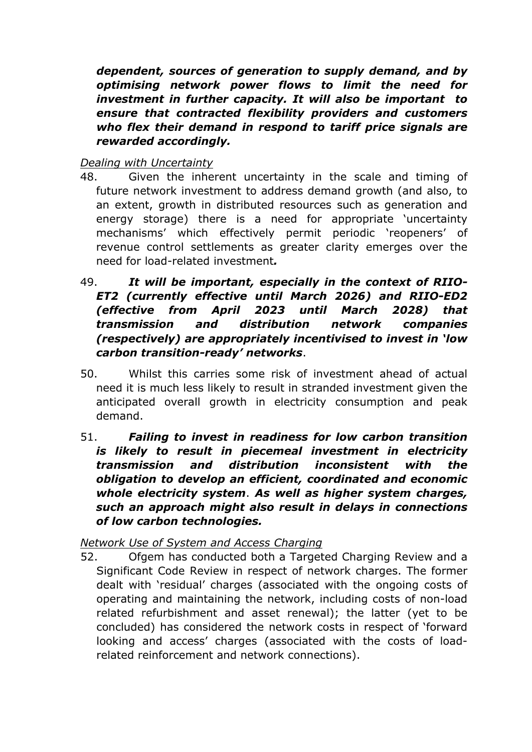***dependent, sources of generation to supply demand, and by optimising network power flows to limit the need for investment in further capacity. It will also be important to ensure that contracted flexibility providers and customers who flex their demand in respond to tariff price signals are rewarded accordingly.***

*Dealing with Uncertainty*

48. Given the inherent uncertainty in the scale and timing of future network investment to address demand growth (and also, to an extent, growth in distributed resources such as generation and energy storage) there is a need for appropriate 'uncertainty mechanisms' which effectively permit periodic 'reopeners' of revenue control settlements as greater clarity emerges over the need for load-related investment***.***

49. ***It will be important, especially in the context of RIIO-ET2 (currently effective until March 2026) and RIIO-ED2 (effective from April 2023 until March 2028) that transmission and distribution network companies (respectively) are appropriately incentivised to invest in 'low carbon transition-ready' networks***.

50. Whilst this carries some risk of investment ahead of actual need it is much less likely to result in stranded investment given the anticipated overall growth in electricity consumption and peak demand.

51. ***Failing to invest in readiness for low carbon transition is likely to result in piecemeal investment in electricity transmission and distribution inconsistent with the obligation to develop an efficient, coordinated and economic whole electricity system***. ***As well as higher system charges, such an approach might also result in delays in connections of low carbon technologies.***

*Network Use of System and Access Charging*

52. Ofgem has conducted both a Targeted Charging Review and a Significant Code Review in respect of network charges. The former dealt with 'residual' charges (associated with the ongoing costs of operating and maintaining the network, including costs of non-load related refurbishment and asset renewal); the latter (yet to be concluded) has considered the network costs in respect of 'forward looking and access' charges (associated with the costs of load-related reinforcement and network connections).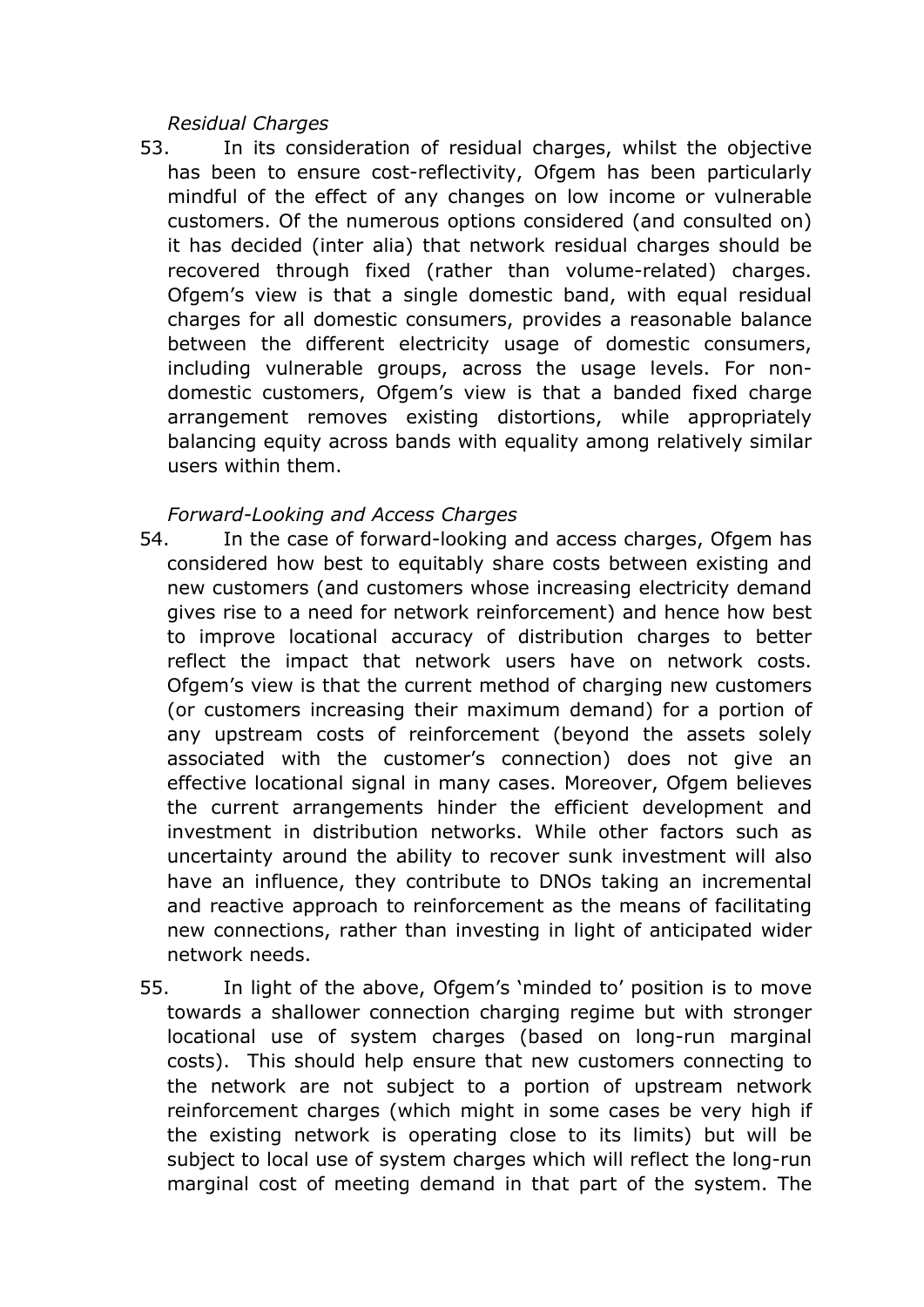*Residual Charges*

53. In its consideration of residual charges, whilst the objective has been to ensure cost-reflectivity, Ofgem has been particularly mindful of the effect of any changes on low income or vulnerable customers. Of the numerous options considered (and consulted on) it has decided (inter alia) that network residual charges should be recovered through fixed (rather than volume-related) charges. Ofgem's view is that a single domestic band, with equal residual charges for all domestic consumers, provides a reasonable balance between the different electricity usage of domestic consumers, including vulnerable groups, across the usage levels. For non-domestic customers, Ofgem's view is that a banded fixed charge arrangement removes existing distortions, while appropriately balancing equity across bands with equality among relatively similar users within them.

*Forward-Looking and Access Charges*

54. In the case of forward-looking and access charges, Ofgem has considered how best to equitably share costs between existing and new customers (and customers whose increasing electricity demand gives rise to a need for network reinforcement) and hence how best to improve locational accuracy of distribution charges to better reflect the impact that network users have on network costs. Ofgem's view is that the current method of charging new customers (or customers increasing their maximum demand) for a portion of any upstream costs of reinforcement (beyond the assets solely associated with the customer's connection) does not give an effective locational signal in many cases. Moreover, Ofgem believes the current arrangements hinder the efficient development and investment in distribution networks. While other factors such as uncertainty around the ability to recover sunk investment will also have an influence, they contribute to DNOs taking an incremental and reactive approach to reinforcement as the means of facilitating new connections, rather than investing in light of anticipated wider network needs.

55. In light of the above, Ofgem's 'minded to' position is to move towards a shallower connection charging regime but with stronger locational use of system charges (based on long-run marginal costs). This should help ensure that new customers connecting to the network are not subject to a portion of upstream network reinforcement charges (which might in some cases be very high if the existing network is operating close to its limits) but will be subject to local use of system charges which will reflect the long-run marginal cost of meeting demand in that part of the system. The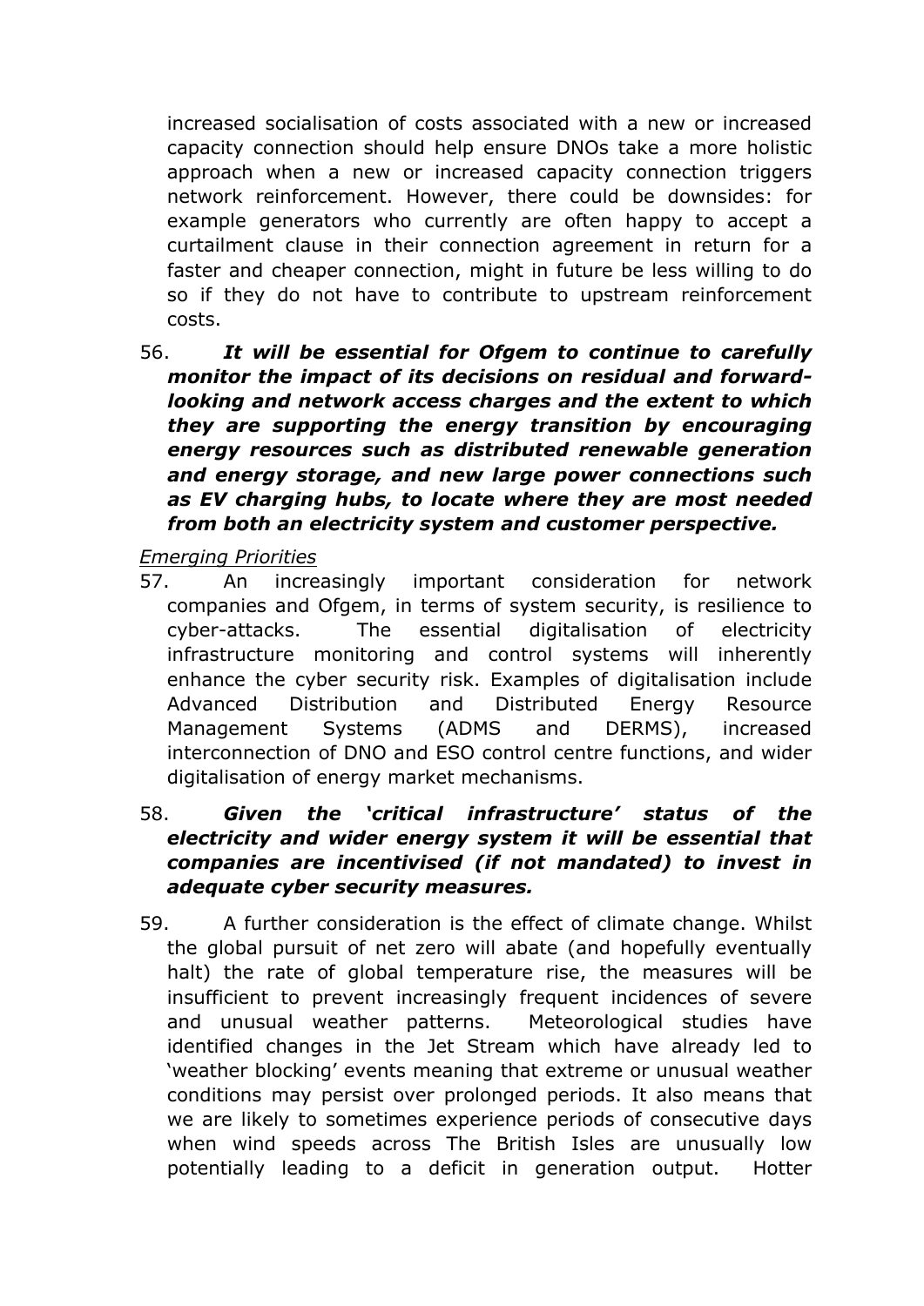increased socialisation of costs associated with a new or increased capacity connection should help ensure DNOs take a more holistic approach when a new or increased capacity connection triggers network reinforcement. However, there could be downsides: for example generators who currently are often happy to accept a curtailment clause in their connection agreement in return for a faster and cheaper connection, might in future be less willing to do so if they do not have to contribute to upstream reinforcement costs.

56. ***It will be essential for Ofgem to continue to carefully monitor the impact of its decisions on residual and forward-looking and network access charges and the extent to which they are supporting the energy transition by encouraging energy resources such as distributed renewable generation and energy storage, and new large power connections such as EV charging hubs, to locate where they are most needed from both an electricity system and customer perspective.***

*<u>Emerging Priorities</u>*

57. An increasingly important consideration for network companies and Ofgem, in terms of system security, is resilience to cyber-attacks. The essential digitalisation of electricity infrastructure monitoring and control systems will inherently enhance the cyber security risk. Examples of digitalisation include Advanced Distribution and Distributed Energy Resource Management Systems (ADMS and DERMS), increased interconnection of DNO and ESO control centre functions, and wider digitalisation of energy market mechanisms.

58. ***Given the 'critical infrastructure' status of the electricity and wider energy system it will be essential that companies are incentivised (if not mandated) to invest in adequate cyber security measures.***

59. A further consideration is the effect of climate change. Whilst the global pursuit of net zero will abate (and hopefully eventually halt) the rate of global temperature rise, the measures will be insufficient to prevent increasingly frequent incidences of severe and unusual weather patterns. Meteorological studies have identified changes in the Jet Stream which have already led to 'weather blocking' events meaning that extreme or unusual weather conditions may persist over prolonged periods. It also means that we are likely to sometimes experience periods of consecutive days when wind speeds across The British Isles are unusually low potentially leading to a deficit in generation output. Hotter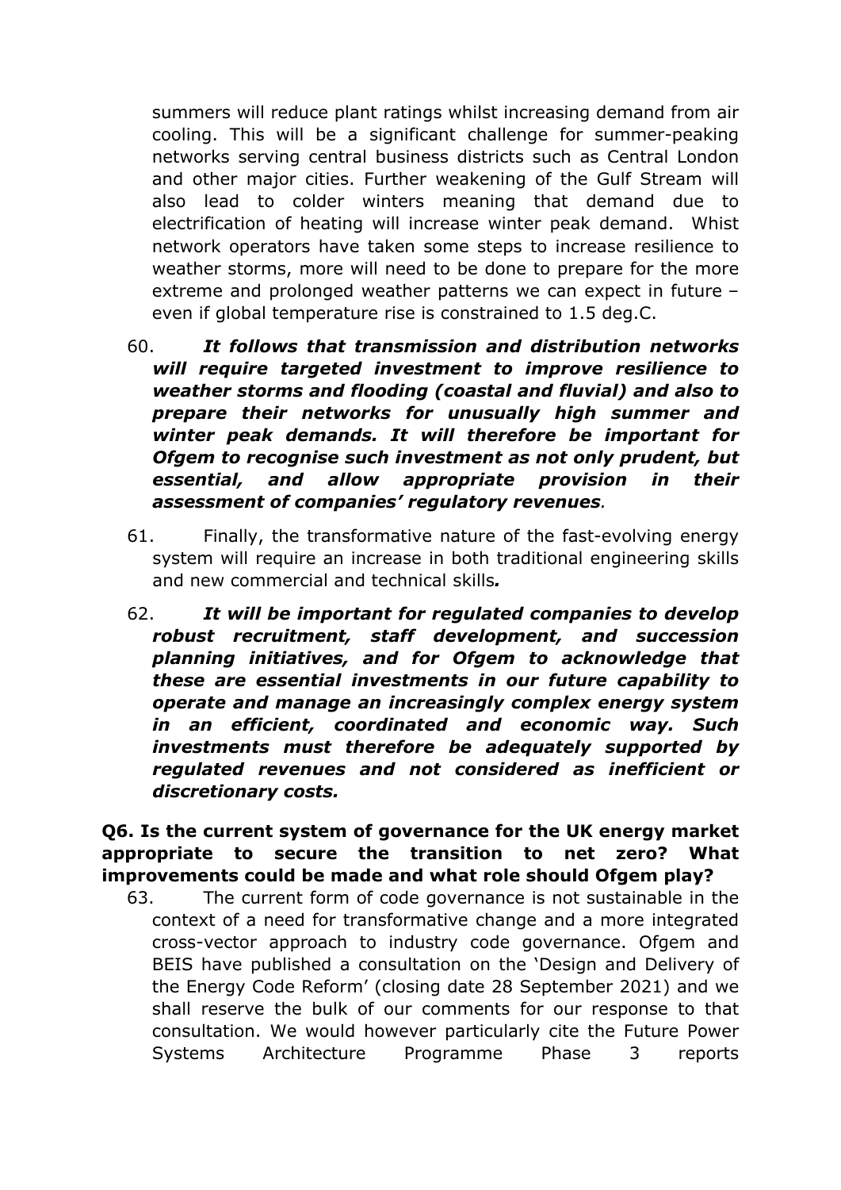summers will reduce plant ratings whilst increasing demand from air cooling. This will be a significant challenge for summer-peaking networks serving central business districts such as Central London and other major cities. Further weakening of the Gulf Stream will also lead to colder winters meaning that demand due to electrification of heating will increase winter peak demand. Whist network operators have taken some steps to increase resilience to weather storms, more will need to be done to prepare for the more extreme and prolonged weather patterns we can expect in future – even if global temperature rise is constrained to 1.5 deg.C.

60. ***It follows that transmission and distribution networks will require targeted investment to improve resilience to weather storms and flooding (coastal and fluvial) and also to prepare their networks for unusually high summer and winter peak demands. It will therefore be important for Ofgem to recognise such investment as not only prudent, but essential, and allow appropriate provision in their assessment of companies' regulatory revenues**.*

61. Finally, the transformative nature of the fast-evolving energy system will require an increase in both traditional engineering skills and new commercial and technical skills*.*

62. ***It will be important for regulated companies to develop robust recruitment, staff development, and succession planning initiatives, and for Ofgem to acknowledge that these are essential investments in our future capability to operate and manage an increasingly complex energy system in an efficient, coordinated and economic way. Such investments must therefore be adequately supported by regulated revenues and not considered as inefficient or discretionary costs.***

**Q6. Is the current system of governance for the UK energy market appropriate to secure the transition to net zero? What improvements could be made and what role should Ofgem play?**

63. The current form of code governance is not sustainable in the context of a need for transformative change and a more integrated cross-vector approach to industry code governance. Ofgem and BEIS have published a consultation on the 'Design and Delivery of the Energy Code Reform' (closing date 28 September 2021) and we shall reserve the bulk of our comments for our response to that consultation. We would however particularly cite the Future Power Systems Architecture Programme Phase 3 reports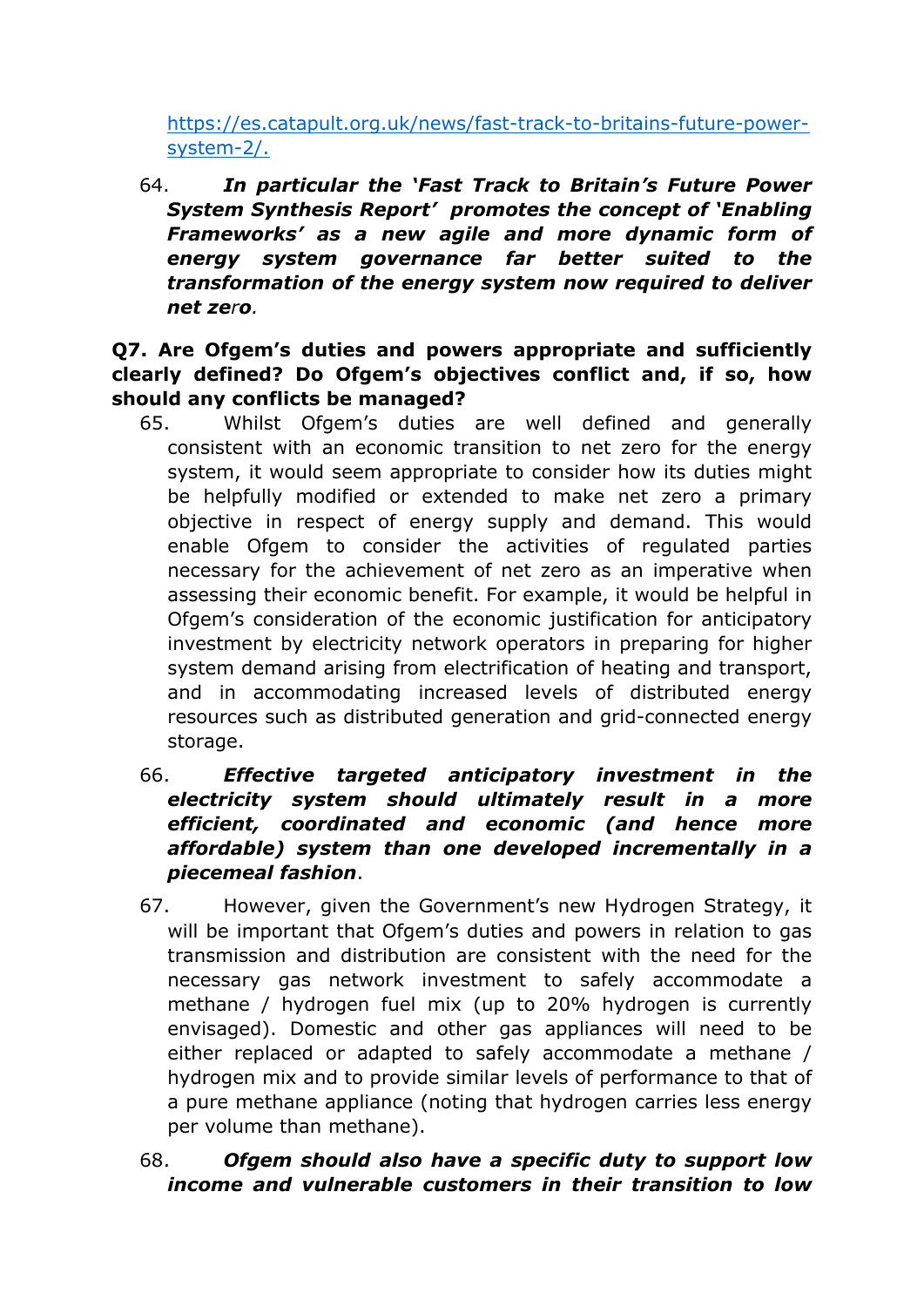https://es.catapult.org.uk/news/fast-track-to-britains-future-power-system-2/.

64. ***In particular the 'Fast Track to Britain's Future Power System Synthesis Report' promotes the concept of 'Enabling Frameworks' as a new agile and more dynamic form of energy system governance far better suited to the transformation of the energy system now required to deliver net zero.***

**Q7. Are Ofgem's duties and powers appropriate and sufficiently clearly defined? Do Ofgem's objectives conflict and, if so, how should any conflicts be managed?**

65. Whilst Ofgem's duties are well defined and generally consistent with an economic transition to net zero for the energy system, it would seem appropriate to consider how its duties might be helpfully modified or extended to make net zero a primary objective in respect of energy supply and demand. This would enable Ofgem to consider the activities of regulated parties necessary for the achievement of net zero as an imperative when assessing their economic benefit. For example, it would be helpful in Ofgem's consideration of the economic justification for anticipatory investment by electricity network operators in preparing for higher system demand arising from electrification of heating and transport, and in accommodating increased levels of distributed energy resources such as distributed generation and grid-connected energy storage.

66. ***Effective targeted anticipatory investment in the electricity system should ultimately result in a more efficient, coordinated and economic (and hence more affordable) system than one developed incrementally in a piecemeal fashion***.

67. However, given the Government's new Hydrogen Strategy, it will be important that Ofgem's duties and powers in relation to gas transmission and distribution are consistent with the need for the necessary gas network investment to safely accommodate a methane / hydrogen fuel mix (up to 20% hydrogen is currently envisaged). Domestic and other gas appliances will need to be either replaced or adapted to safely accommodate a methane / hydrogen mix and to provide similar levels of performance to that of a pure methane appliance (noting that hydrogen carries less energy per volume than methane).

68. ***Ofgem should also have a specific duty to support low income and vulnerable customers in their transition to low***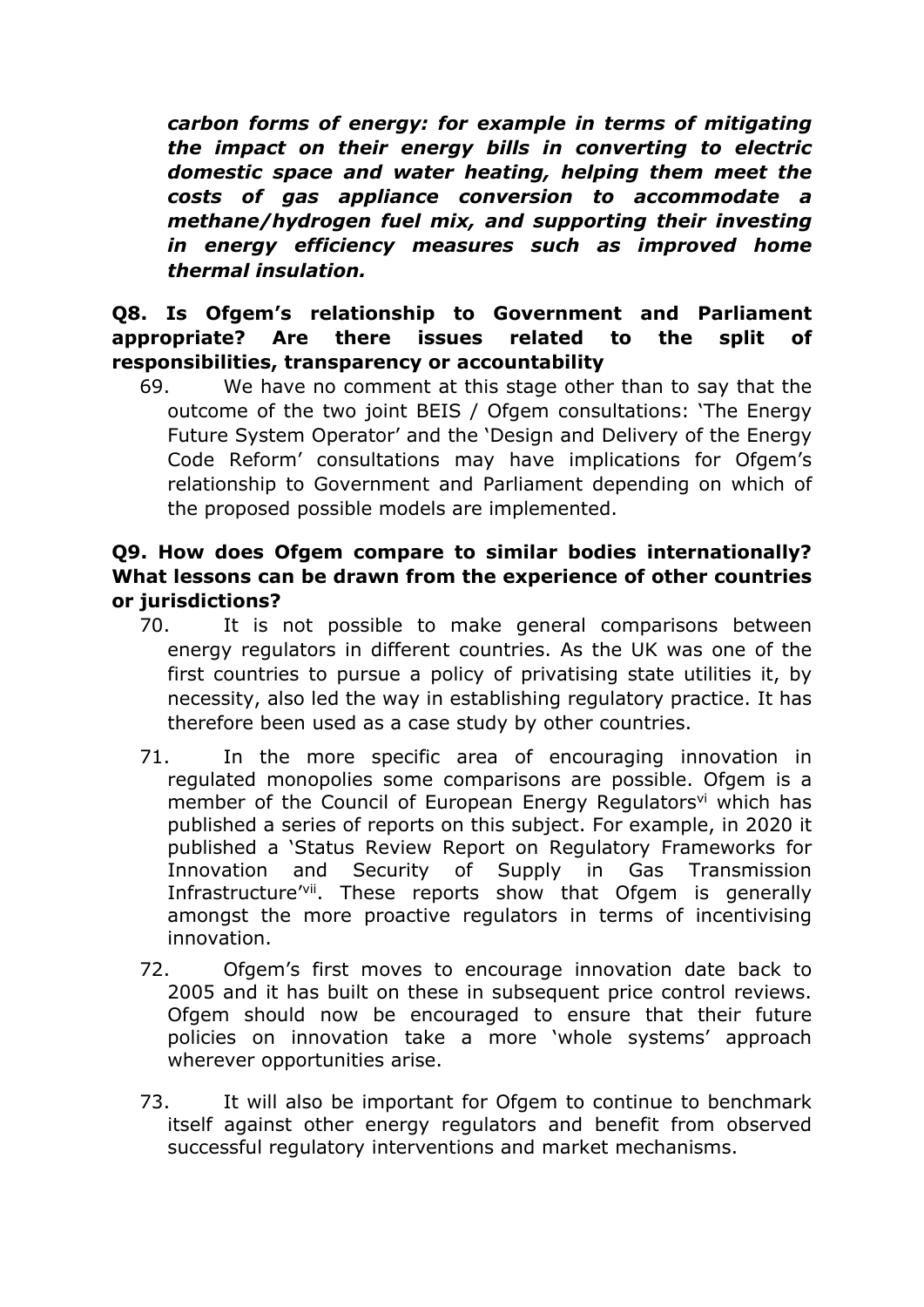***carbon forms of energy: for example in terms of mitigating the impact on their energy bills in converting to electric domestic space and water heating, helping them meet the costs of gas appliance conversion to accommodate a methane/hydrogen fuel mix, and supporting their investing in energy efficiency measures such as improved home thermal insulation.***

**Q8. Is Ofgem's relationship to Government and Parliament appropriate? Are there issues related to the split of responsibilities, transparency or accountability**

69. We have no comment at this stage other than to say that the outcome of the two joint BEIS / Ofgem consultations: 'The Energy Future System Operator' and the 'Design and Delivery of the Energy Code Reform' consultations may have implications for Ofgem's relationship to Government and Parliament depending on which of the proposed possible models are implemented.

**Q9. How does Ofgem compare to similar bodies internationally? What lessons can be drawn from the experience of other countries or jurisdictions?**

70. It is not possible to make general comparisons between energy regulators in different countries. As the UK was one of the first countries to pursue a policy of privatising state utilities it, by necessity, also led the way in establishing regulatory practice. It has therefore been used as a case study by other countries.

71. In the more specific area of encouraging innovation in regulated monopolies some comparisons are possible. Ofgem is a member of the Council of European Energy Regulators[vi] which has published a series of reports on this subject. For example, in 2020 it published a 'Status Review Report on Regulatory Frameworks for Innovation and Security of Supply in Gas Transmission Infrastructure'[vii]. These reports show that Ofgem is generally amongst the more proactive regulators in terms of incentivising innovation.

72. Ofgem's first moves to encourage innovation date back to 2005 and it has built on these in subsequent price control reviews. Ofgem should now be encouraged to ensure that their future policies on innovation take a more 'whole systems' approach wherever opportunities arise.

73. It will also be important for Ofgem to continue to benchmark itself against other energy regulators and benefit from observed successful regulatory interventions and market mechanisms.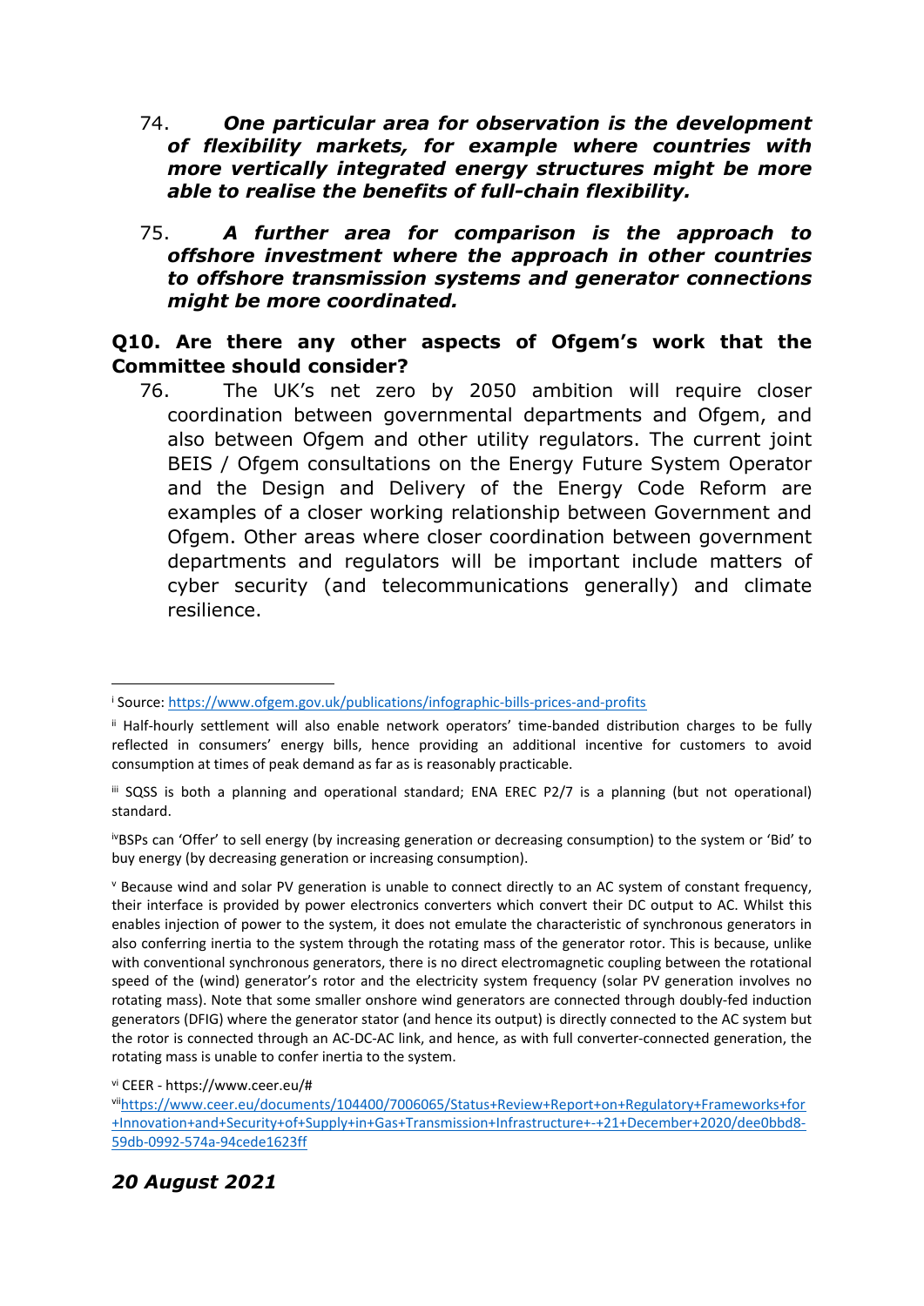74. ***One particular area for observation is the development of flexibility markets, for example where countries with more vertically integrated energy structures might be more able to realise the benefits of full-chain flexibility.***

75. ***A further area for comparison is the approach to offshore investment where the approach in other countries to offshore transmission systems and generator connections might be more coordinated.***

**Q10. Are there any other aspects of Ofgem's work that the Committee should consider?**

76. The UK's net zero by 2050 ambition will require closer coordination between governmental departments and Ofgem, and also between Ofgem and other utility regulators. The current joint BEIS / Ofgem consultations on the Energy Future System Operator and the Design and Delivery of the Energy Code Reform are examples of a closer working relationship between Government and Ofgem. Other areas where closer coordination between government departments and regulators will be important include matters of cyber security (and telecommunications generally) and climate resilience.

---

[i] Source: https://www.ofgem.gov.uk/publications/infographic-bills-prices-and-profits

[ii] Half-hourly settlement will also enable network operators' time-banded distribution charges to be fully reflected in consumers' energy bills, hence providing an additional incentive for customers to avoid consumption at times of peak demand as far as is reasonably practicable.

[iii] SQSS is both a planning and operational standard; ENA EREC P2/7 is a planning (but not operational) standard.

[iv] BSPs can 'Offer' to sell energy (by increasing generation or decreasing consumption) to the system or 'Bid' to buy energy (by decreasing generation or increasing consumption).

[v] Because wind and solar PV generation is unable to connect directly to an AC system of constant frequency, their interface is provided by power electronics converters which convert their DC output to AC. Whilst this enables injection of power to the system, it does not emulate the characteristic of synchronous generators in also conferring inertia to the system through the rotating mass of the generator rotor. This is because, unlike with conventional synchronous generators, there is no direct electromagnetic coupling between the rotational speed of the (wind) generator's rotor and the electricity system frequency (solar PV generation involves no rotating mass). Note that some smaller onshore wind generators are connected through doubly-fed induction generators (DFIG) where the generator stator (and hence its output) is directly connected to the AC system but the rotor is connected through an AC-DC-AC link, and hence, as with full converter-connected generation, the rotating mass is unable to confer inertia to the system.

[vi] CEER - https://www.ceer.eu/#

[vii] https://www.ceer.eu/documents/104400/7006065/Status+Review+Report+on+Regulatory+Frameworks+for+Innovation+and+Security+of+Supply+in+Gas+Transmission+Infrastructure+-+21+December+2020/dee0bbd8-59db-0992-574a-94cede1623ff

***20 August 2021***